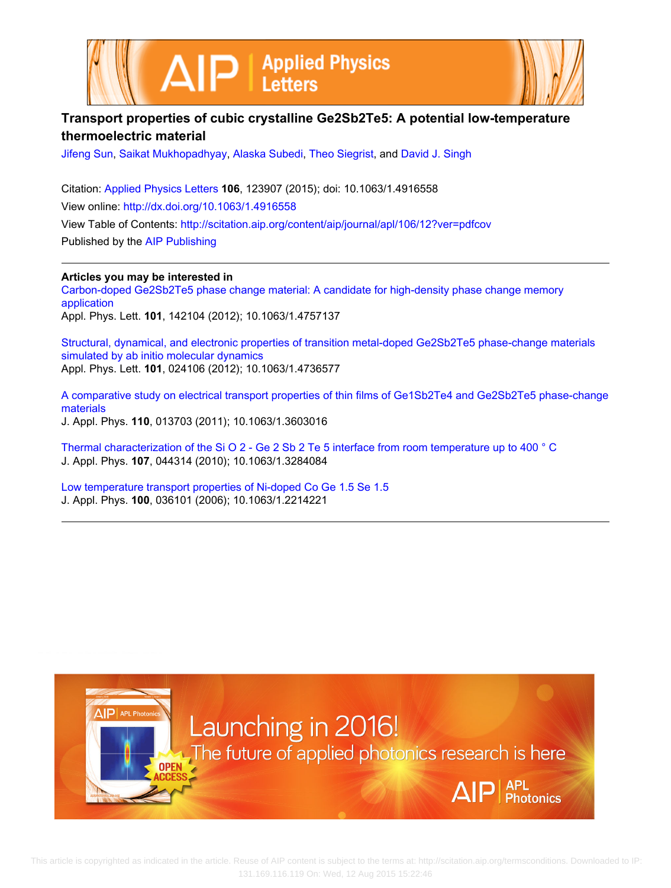# Transport properties of cubic crystalline Ge2Sb2Te5: A potential low-temperature thermoelectric material

Jifeng Sun, Saikat Mukhopadhyay, Alaska Subedi, Theo Siegrist, and David J. Singh

Citation: Applied Physics Letters **106**, 123907 (2015); doi: 10.1063/1.4916558
View online: http://dx.doi.org/10.1063/1.4916558
View Table of Contents: http://scitation.aip.org/content/aip/journal/apl/106/12?ver=pdfcov
Published by the AIP Publishing

---

**Articles you may be interested in**

Carbon-doped Ge2Sb2Te5 phase change material: A candidate for high-density phase change memory application
Appl. Phys. Lett. **101**, 142104 (2012); 10.1063/1.4757137

Structural, dynamical, and electronic properties of transition metal-doped Ge2Sb2Te5 phase-change materials simulated by ab initio molecular dynamics
Appl. Phys. Lett. **101**, 024106 (2012); 10.1063/1.4736577

A comparative study on electrical transport properties of thin films of Ge1Sb2Te4 and Ge2Sb2Te5 phase-change materials
J. Appl. Phys. **110**, 013703 (2011); 10.1063/1.3603016

Thermal characterization of the Si O 2 - Ge 2 Sb 2 Te 5 interface from room temperature up to 400 ° C
J. Appl. Phys. **107**, 044314 (2010); 10.1063/1.3284084

Low temperature transport properties of Ni-doped Co Ge 1.5 Se 1.5
J. Appl. Phys. **100**, 036101 (2006); 10.1063/1.2214221

---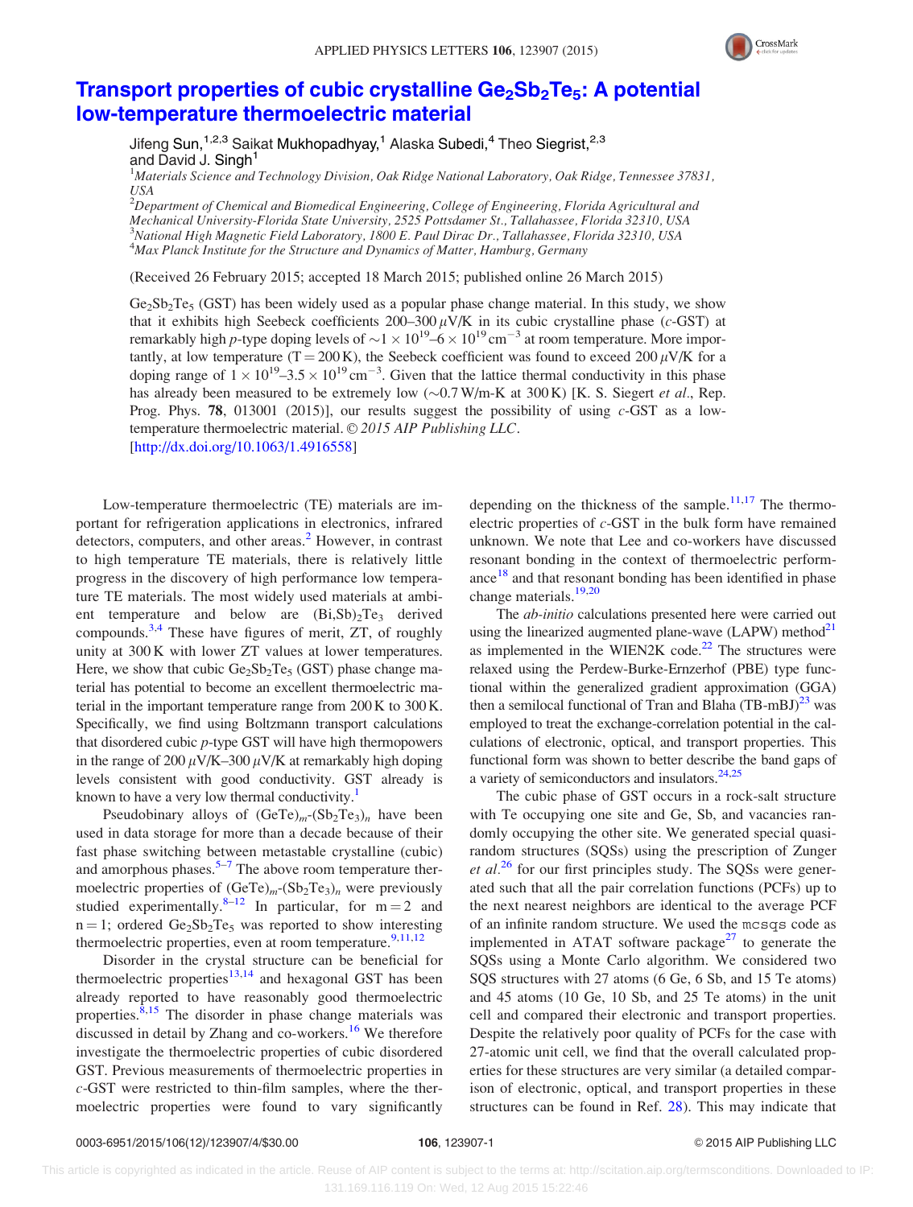# Transport properties of cubic crystalline $Ge_2Sb_2Te_5$: A potential low-temperature thermoelectric material

Jifeng Sun,[1,2,3] Saikat Mukhopadhyay,[1] Alaska Subedi,[4] Theo Siegrist,[2,3] and David J. Singh[1]

[1]*Materials Science and Technology Division, Oak Ridge National Laboratory, Oak Ridge, Tennessee 37831, USA*

[2]*Department of Chemical and Biomedical Engineering, College of Engineering, Florida Agricultural and Mechanical University-Florida State University, 2525 Pottsdamer St., Tallahassee, Florida 32310, USA*

[3]*National High Magnetic Field Laboratory, 1800 E. Paul Dirac Dr., Tallahassee, Florida 32310, USA*

[4]*Max Planck Institute for the Structure and Dynamics of Matter, Hamburg, Germany*

(Received 26 February 2015; accepted 18 March 2015; published online 26 March 2015)

$Ge_2Sb_2Te_5$ (GST) has been widely used as a popular phase change material. In this study, we show that it exhibits high Seebeck coefficients 200–300 $\mu$V/K in its cubic crystalline phase (*c*-GST) at remarkably high *p*-type doping levels of $\sim 1 \times 10^{19}$–$6 \times 10^{19}\,\text{cm}^{-3}$ at room temperature. More importantly, at low temperature (T = 200 K), the Seebeck coefficient was found to exceed 200 $\mu$V/K for a doping range of $1 \times 10^{19}$–$3.5 \times 10^{19}\,\text{cm}^{-3}$. Given that the lattice thermal conductivity in this phase has already been measured to be extremely low (~0.7 W/m-K at 300 K) [K. S. Siegert *et al.*, Rep. Prog. Phys. **78**, 013001 (2015)], our results suggest the possibility of using *c*-GST as a low-temperature thermoelectric material. © *2015 AIP Publishing LLC*. [http://dx.doi.org/10.1063/1.4916558]

Low-temperature thermoelectric (TE) materials are important for refrigeration applications in electronics, infrared detectors, computers, and other areas.[2] However, in contrast to high temperature TE materials, there is relatively little progress in the discovery of high performance low temperature TE materials. The most widely used materials at ambient temperature and below are $(Bi,Sb)_2Te_3$ derived compounds.[3,4] These have figures of merit, ZT, of roughly unity at 300 K with lower ZT values at lower temperatures. Here, we show that cubic $Ge_2Sb_2Te_5$ (GST) phase change material has potential to become an excellent thermoelectric material in the important temperature range from 200 K to 300 K. Specifically, we find using Boltzmann transport calculations that disordered cubic *p*-type GST will have high thermopowers in the range of 200 $\mu$V/K–300 $\mu$V/K at remarkably high doping levels consistent with good conductivity. GST already is known to have a very low thermal conductivity.[1]

Pseudobinary alloys of $(GeTe)_m$-$(Sb_2Te_3)_n$ have been used in data storage for more than a decade because of their fast phase switching between metastable crystalline (cubic) and amorphous phases.[5–7] The above room temperature thermoelectric properties of $(GeTe)_m$-$(Sb_2Te_3)_n$ were previously studied experimentally.[8–12] In particular, for m = 2 and n = 1; ordered $Ge_2Sb_2Te_5$ was reported to show interesting thermoelectric properties, even at room temperature.[9,11,12]

Disorder in the crystal structure can be beneficial for thermoelectric properties[13,14] and hexagonal GST has been already reported to have reasonably good thermoelectric properties.[8,15] The disorder in phase change materials was discussed in detail by Zhang and co-workers.[16] We therefore investigate the thermoelectric properties of cubic disordered GST. Previous measurements of thermoelectric properties in *c*-GST were restricted to thin-film samples, where the thermoelectric properties were found to vary significantly depending on the thickness of the sample.[11,17] The thermoelectric properties of *c*-GST in the bulk form have remained unknown. We note that Lee and co-workers have discussed resonant bonding in the context of thermoelectric performance[18] and that resonant bonding has been identified in phase change materials.[19,20]

The *ab-initio* calculations presented here were carried out using the linearized augmented plane-wave (LAPW) method[21] as implemented in the WIEN2K code.[22] The structures were relaxed using the Perdew-Burke-Ernzerhof (PBE) type functional within the generalized gradient approximation (GGA) then a semilocal functional of Tran and Blaha (TB-mBJ)[23] was employed to treat the exchange-correlation potential in the calculations of electronic, optical, and transport properties. This functional form was shown to better describe the band gaps of a variety of semiconductors and insulators.[24,25]

The cubic phase of GST occurs in a rock-salt structure with Te occupying one site and Ge, Sb, and vacancies randomly occupying the other site. We generated special quasirandom structures (SQSs) using the prescription of Zunger *et al.*[26] for our first principles study. The SQSs were generated such that all the pair correlation functions (PCFs) up to the next nearest neighbors are identical to the average PCF of an infinite random structure. We used the `mcsqs` code as implemented in ATAT software package[27] to generate the SQSs using a Monte Carlo algorithm. We considered two SQS structures with 27 atoms (6 Ge, 6 Sb, and 15 Te atoms) and 45 atoms (10 Ge, 10 Sb, and 25 Te atoms) in the unit cell and compared their electronic and transport properties. Despite the relatively poor quality of PCFs for the case with 27-atomic unit cell, we find that the overall calculated properties for these structures are very similar (a detailed comparison of electronic, optical, and transport properties in these structures can be found in Ref. 28). This may indicate that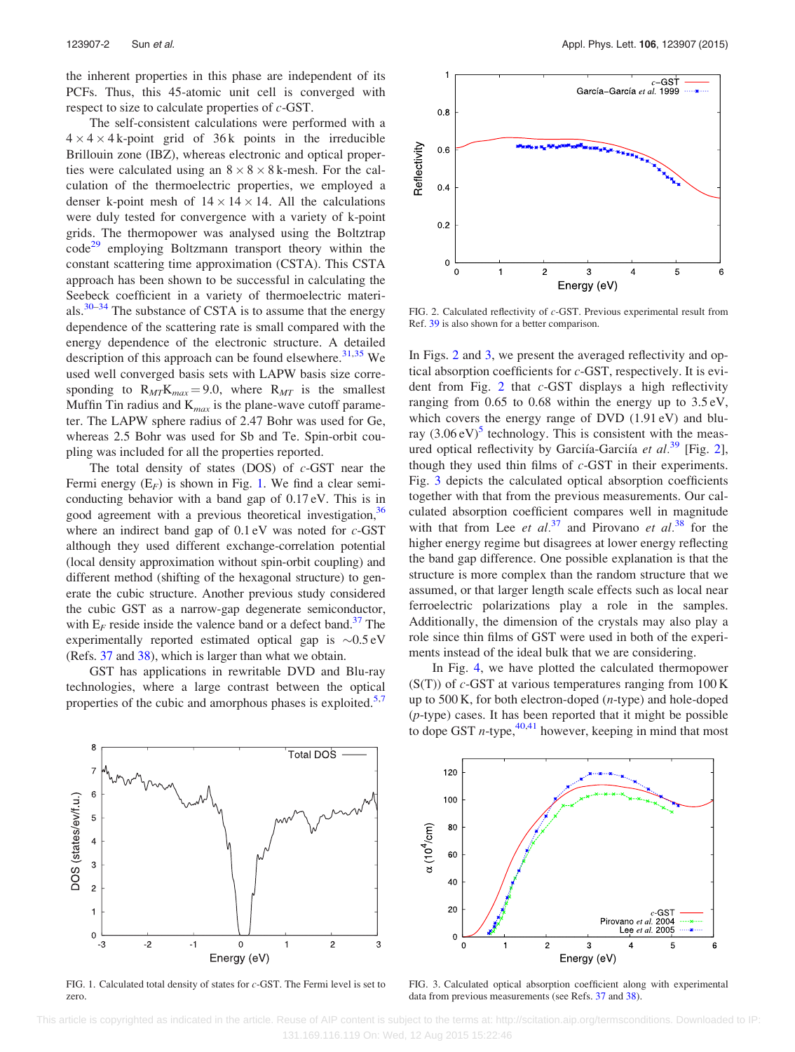the inherent properties in this phase are independent of its PCFs. Thus, this 45-atomic unit cell is converged with respect to size to calculate properties of *c*-GST.

The self-consistent calculations were performed with a $4 \times 4 \times 4$ k-point grid of 36 k points in the irreducible Brillouin zone (IBZ), whereas electronic and optical properties were calculated using an $8 \times 8 \times 8$ k-mesh. For the calculation of the thermoelectric properties, we employed a denser k-point mesh of $14 \times 14 \times 14$. All the calculations were duly tested for convergence with a variety of k-point grids. The thermopower was analysed using the Boltztrap code[29] employing Boltzmann transport theory within the constant scattering time approximation (CSTA). This CSTA approach has been shown to be successful in calculating the Seebeck coefficient in a variety of thermoelectric materials.[30–34] The substance of CSTA is to assume that the energy dependence of the scattering rate is small compared with the energy dependence of the electronic structure. A detailed description of this approach can be found elsewhere.[31,35] We used well converged basis sets with LAPW basis size corresponding to $R_{MT}K_{max} = 9.0$, where $R_{MT}$ is the smallest Muffin Tin radius and $K_{max}$ is the plane-wave cutoff parameter. The LAPW sphere radius of 2.47 Bohr was used for Ge, whereas 2.5 Bohr was used for Sb and Te. Spin-orbit coupling was included for all the properties reported.

The total density of states (DOS) of *c*-GST near the Fermi energy ($E_F$) is shown in Fig. 1. We find a clear semiconducting behavior with a band gap of 0.17 eV. This is in good agreement with a previous theoretical investigation,[36] where an indirect band gap of 0.1 eV was noted for *c*-GST although they used different exchange-correlation potential (local density approximation without spin-orbit coupling) and different method (shifting of the hexagonal structure) to generate the cubic structure. Another previous study considered the cubic GST as a narrow-gap degenerate semiconductor, with $E_F$ reside inside the valence band or a defect band.[37] The experimentally reported estimated optical gap is ~0.5 eV (Refs. 37 and 38), which is larger than what we obtain.

GST has applications in rewritable DVD and Blu-ray technologies, where a large contrast between the optical properties of the cubic and amorphous phases is exploited.[5,7]

FIG. 1. Calculated total density of states for *c*-GST. The Fermi level is set to zero.

FIG. 2. Calculated reflectivity of *c*-GST. Previous experimental result from Ref. 39 is also shown for a better comparison.

In Figs. 2 and 3, we present the averaged reflectivity and optical absorption coefficients for *c*-GST, respectively. It is evident from Fig. 2 that *c*-GST displays a high reflectivity ranging from 0.65 to 0.68 within the energy up to 3.5 eV, which covers the energy range of DVD (1.91 eV) and blu-ray (3.06 eV)[5] technology. This is consistent with the measured optical reflectivity by Garcíía-Garcíía *et al.*[39] [Fig. 2], though they used thin films of *c*-GST in their experiments. Fig. 3 depicts the calculated optical absorption coefficients together with that from the previous measurements. Our calculated absorption coefficient compares well in magnitude with that from Lee *et al.*[37] and Pirovano *et al.*[38] for the higher energy regime but disagrees at lower energy reflecting the band gap difference. One possible explanation is that the structure is more complex than the random structure that we assumed, or that larger length scale effects such as local near ferroelectric polarizations play a role in the samples. Additionally, the dimension of the crystals may also play a role since thin films of GST were used in both of the experiments instead of the ideal bulk that we are considering.

In Fig. 4, we have plotted the calculated thermopower (S(T)) of *c*-GST at various temperatures ranging from 100 K up to 500 K, for both electron-doped (*n*-type) and hole-doped (*p*-type) cases. It has been reported that it might be possible to dope GST *n*-type,[40,41] however, keeping in mind that most

FIG. 3. Calculated optical absorption coefficient along with experimental data from previous measurements (see Refs. 37 and 38).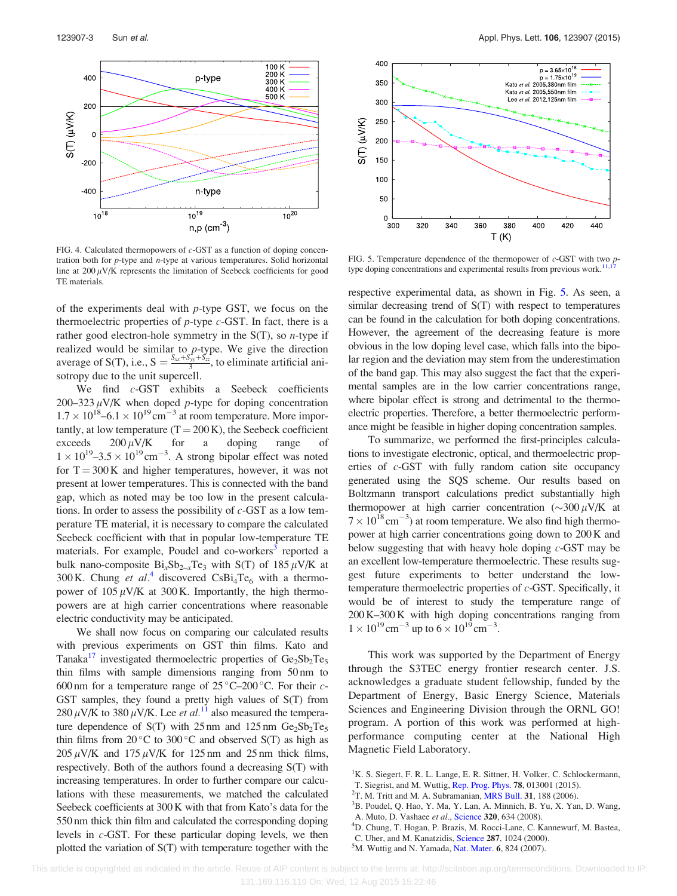FIG. 4. Calculated thermopowers of *c*-GST as a function of doping concentration both for *p*-type and *n*-type at various temperatures. Solid horizontal line at 200 $\mu$V/K represents the limitation of Seebeck coefficients for good TE materials.

FIG. 5. Temperature dependence of the thermopower of *c*-GST with two *p*-type doping concentrations and experimental results from previous work.[11,17]

of the experiments deal with *p*-type GST, we focus on the thermoelectric properties of *p*-type *c*-GST. In fact, there is a rather good electron-hole symmetry in the S(T), so *n*-type if realized would be similar to *p*-type. We give the direction average of S(T), i.e., $S = \frac{S_{xx}+S_{yy}+S_{zz}}{3}$, to eliminate artificial anisotropy due to the unit supercell.

We find *c*-GST exhibits a Seebeck coefficients 200–323 $\mu$V/K when doped *p*-type for doping concentration $1.7 \times 10^{18}$–$6.1 \times 10^{19}\,\mathrm{cm}^{-3}$ at room temperature. More importantly, at low temperature (T = 200 K), the Seebeck coefficient exceeds 200 $\mu$V/K for a doping range of $1 \times 10^{19}$–$3.5 \times 10^{19}\,\mathrm{cm}^{-3}$. A strong bipolar effect was noted for T = 300 K and higher temperatures, however, it was not present at lower temperatures. This is connected with the band gap, which as noted may be too low in the present calculations. In order to assess the possibility of *c*-GST as a low temperature TE material, it is necessary to compare the calculated Seebeck coefficient with that in popular low-temperature TE materials. For example, Poudel and co-workers[3] reported a bulk nano-composite $Bi_xSb_{2-x}Te_3$ with S(T) of 185 $\mu$V/K at 300 K. Chung *et al.*[4] discovered $CsBi_4Te_6$ with a thermopower of 105 $\mu$V/K at 300 K. Importantly, the high thermopowers are at high carrier concentrations where reasonable electric conductivity may be anticipated.

We shall now focus on comparing our calculated results with previous experiments on GST thin films. Kato and Tanaka[17] investigated thermoelectric properties of $Ge_2Sb_2Te_5$ thin films with sample dimensions ranging from 50 nm to 600 nm for a temperature range of 25 °C–200 °C. For their *c*-GST samples, they found a pretty high values of S(T) from 280 $\mu$V/K to 380 $\mu$V/K. Lee *et al.*[11] also measured the temperature dependence of S(T) with 25 nm and 125 nm $Ge_2Sb_2Te_5$ thin films from 20 °C to 300 °C and observed S(T) as high as 205 $\mu$V/K and 175 $\mu$V/K for 125 nm and 25 nm thick films, respectively. Both of the authors found a decreasing S(T) with increasing temperatures. In order to further compare our calculations with these measurements, we matched the calculated Seebeck coefficients at 300 K with that from Kato's data for the 550 nm thick thin film and calculated the corresponding doping levels in *c*-GST. For these particular doping levels, we then plotted the variation of S(T) with temperature together with the respective experimental data, as shown in Fig. 5. As seen, a similar decreasing trend of S(T) with respect to temperatures can be found in the calculation for both doping concentrations. However, the agreement of the decreasing feature is more obvious in the low doping level case, which falls into the bipolar region and the deviation may stem from the underestimation of the band gap. This may also suggest the fact that the experimental samples are in the low carrier concentrations range, where bipolar effect is strong and detrimental to the thermoelectric properties. Therefore, a better thermoelectric performance might be feasible in higher doping concentration samples.

To summarize, we performed the first-principles calculations to investigate electronic, optical, and thermoelectric properties of *c*-GST with fully random cation site occupancy generated using the SQS scheme. Our results based on Boltzmann transport calculations predict substantially high thermopower at high carrier concentration (~300 $\mu$V/K at $7 \times 10^{18}\,\mathrm{cm}^{-3}$) at room temperature. We also find high thermopower at high carrier concentrations going down to 200 K and below suggesting that with heavy hole doping *c*-GST may be an excellent low-temperature thermoelectric. These results suggest future experiments to better understand the low-temperature thermoelectric properties of *c*-GST. Specifically, it would be of interest to study the temperature range of 200 K–300 K with high doping concentrations ranging from $1 \times 10^{19}\,\mathrm{cm}^{-3}$ up to $6 \times 10^{19}\,\mathrm{cm}^{-3}$.

This work was supported by the Department of Energy through the S3TEC energy frontier research center. J.S. acknowledges a graduate student fellowship, funded by the Department of Energy, Basic Energy Science, Materials Sciences and Engineering Division through the ORNL GO! program. A portion of this work was performed at high-performance computing center at the National High Magnetic Field Laboratory.

[1] K. S. Siegert, F. R. L. Lange, E. R. Sittner, H. Volker, C. Schlockermann, T. Siegrist, and M. Wuttig, Rep. Prog. Phys. **78**, 013001 (2015).
[2] T. M. Tritt and M. A. Subramanian, MRS Bull. **31**, 188 (2006).
[3] B. Poudel, Q. Hao, Y. Ma, Y. Lan, A. Minnich, B. Yu, X. Yan, D. Wang, A. Muto, D. Vashaee *et al.*, Science **320**, 634 (2008).
[4] D. Chung, T. Hogan, P. Brazis, M. Rocci-Lane, C. Kannewurf, M. Bastea, C. Uher, and M. Kanatzidis, Science **287**, 1024 (2000).
[5] M. Wuttig and N. Yamada, Nat. Mater. **6**, 824 (2007).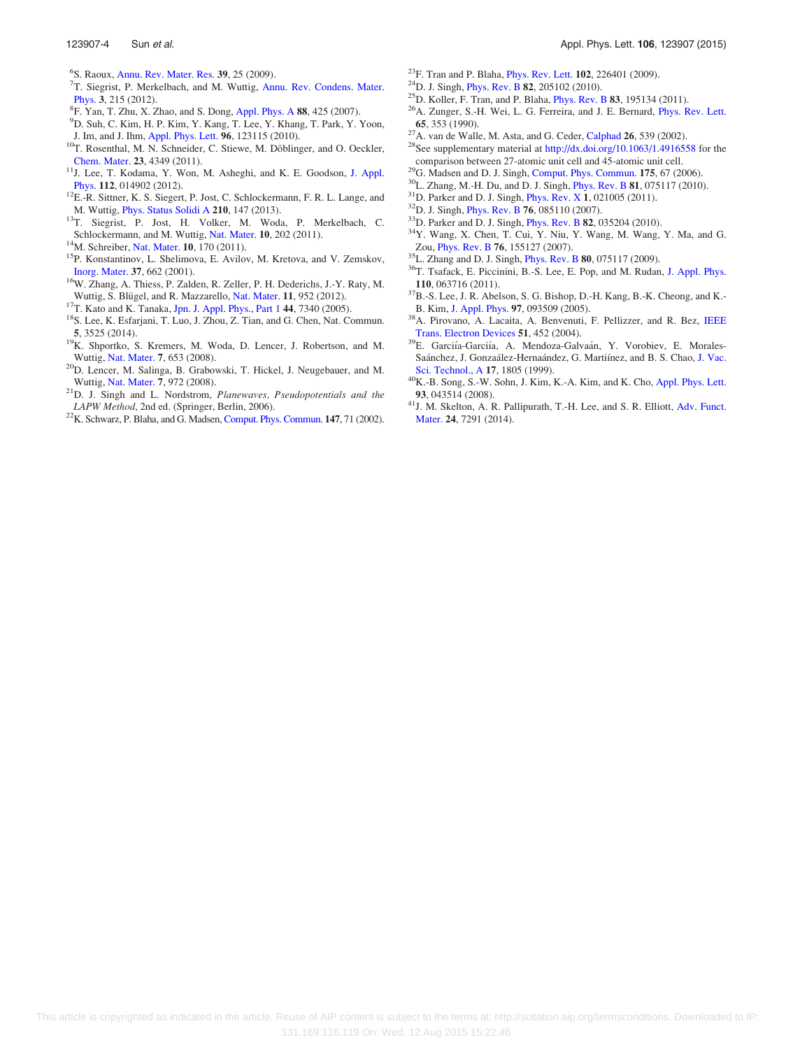[6]S. Raoux, Annu. Rev. Mater. Res. **39**, 25 (2009).

[7]T. Siegrist, P. Merkelbach, and M. Wuttig, Annu. Rev. Condens. Mater. Phys. **3**, 215 (2012).

[8]F. Yan, T. Zhu, X. Zhao, and S. Dong, Appl. Phys. A **88**, 425 (2007).

[9]D. Suh, C. Kim, H. P. Kim, Y. Kang, T. Lee, Y. Khang, T. Park, Y. Yoon, J. Im, and J. Ihm, Appl. Phys. Lett. **96**, 123115 (2010).

[10]T. Rosenthal, M. N. Schneider, C. Stiewe, M. Döblinger, and O. Oeckler, Chem. Mater. **23**, 4349 (2011).

[11]J. Lee, T. Kodama, Y. Won, M. Asheghi, and K. E. Goodson, J. Appl. Phys. **112**, 014902 (2012).

[12]E.-R. Sittner, K. S. Siegert, P. Jost, C. Schlockermann, F. R. L. Lange, and M. Wuttig, Phys. Status Solidi A **210**, 147 (2013).

[13]T. Siegrist, P. Jost, H. Volker, M. Woda, P. Merkelbach, C. Schlockermann, and M. Wuttig, Nat. Mater. **10**, 202 (2011).

[14]M. Schreiber, Nat. Mater. **10**, 170 (2011).

[15]P. Konstantinov, L. Shelimova, E. Avilov, M. Kretova, and V. Zemskov, Inorg. Mater. **37**, 662 (2001).

[16]W. Zhang, A. Thiess, P. Zalden, R. Zeller, P. H. Dederichs, J.-Y. Raty, M. Wuttig, S. Blügel, and R. Mazzarello, Nat. Mater. **11**, 952 (2012).

[17]T. Kato and K. Tanaka, Jpn. J. Appl. Phys., Part 1 **44**, 7340 (2005).

[18]S. Lee, K. Esfarjani, T. Luo, J. Zhou, Z. Tian, and G. Chen, Nat. Commun. **5**, 3525 (2014).

[19]K. Shportko, S. Kremers, M. Woda, D. Lencer, J. Robertson, and M. Wuttig, Nat. Mater. **7**, 653 (2008).

[20]D. Lencer, M. Salinga, B. Grabowski, T. Hickel, J. Neugebauer, and M. Wuttig, Nat. Mater. **7**, 972 (2008).

[21]D. J. Singh and L. Nordstrom, *Planewaves, Pseudopotentials and the LAPW Method*, 2nd ed. (Springer, Berlin, 2006).

[22]K. Schwarz, P. Blaha, and G. Madsen, Comput. Phys. Commun. **147**, 71 (2002).

[23]F. Tran and P. Blaha, Phys. Rev. Lett. **102**, 226401 (2009).

[24]D. J. Singh, Phys. Rev. B **82**, 205102 (2010).

[25]D. Koller, F. Tran, and P. Blaha, Phys. Rev. B **83**, 195134 (2011).

[26]A. Zunger, S.-H. Wei, L. G. Ferreira, and J. E. Bernard, Phys. Rev. Lett. **65**, 353 (1990).

[27]A. van de Walle, M. Asta, and G. Ceder, Calphad **26**, 539 (2002).

[28]See supplementary material at http://dx.doi.org/10.1063/1.4916558 for the comparison between 27-atomic unit cell and 45-atomic unit cell.

[29]G. Madsen and D. J. Singh, Comput. Phys. Commun. **175**, 67 (2006).

[30]L. Zhang, M.-H. Du, and D. J. Singh, Phys. Rev. B **81**, 075117 (2010).

[31]D. Parker and D. J. Singh, Phys. Rev. X **1**, 021005 (2011).

[32]D. J. Singh, Phys. Rev. B **76**, 085110 (2007).

[33]D. Parker and D. J. Singh, Phys. Rev. B **82**, 035204 (2010).

[34]Y. Wang, X. Chen, T. Cui, Y. Niu, Y. Wang, M. Wang, Y. Ma, and G. Zou, Phys. Rev. B **76**, 155127 (2007).

[35]L. Zhang and D. J. Singh, Phys. Rev. B **80**, 075117 (2009).

[36]T. Tsafack, E. Piccinini, B.-S. Lee, E. Pop, and M. Rudan, J. Appl. Phys. **110**, 063716 (2011).

[37]B.-S. Lee, J. R. Abelson, S. G. Bishop, D.-H. Kang, B.-K. Cheong, and K.-B. Kim, J. Appl. Phys. **97**, 093509 (2005).

[38]A. Pirovano, A. Lacaita, A. Benvenuti, F. Pellizzer, and R. Bez, IEEE Trans. Electron Devices **51**, 452 (2004).

[39]E. Garciía-Garciía, A. Mendoza-Galvaán, Y. Vorobiev, E. Morales-Saánchez, J. Gonzaález-Hernaández, G. Martiínez, and B. S. Chao, J. Vac. Sci. Technol., A **17**, 1805 (1999).

[40]K.-B. Song, S.-W. Sohn, J. Kim, K.-A. Kim, and K. Cho, Appl. Phys. Lett. **93**, 043514 (2008).

[41]J. M. Skelton, A. R. Pallipurath, T.-H. Lee, and S. R. Elliott, Adv. Funct. Mater. **24**, 7291 (2014).